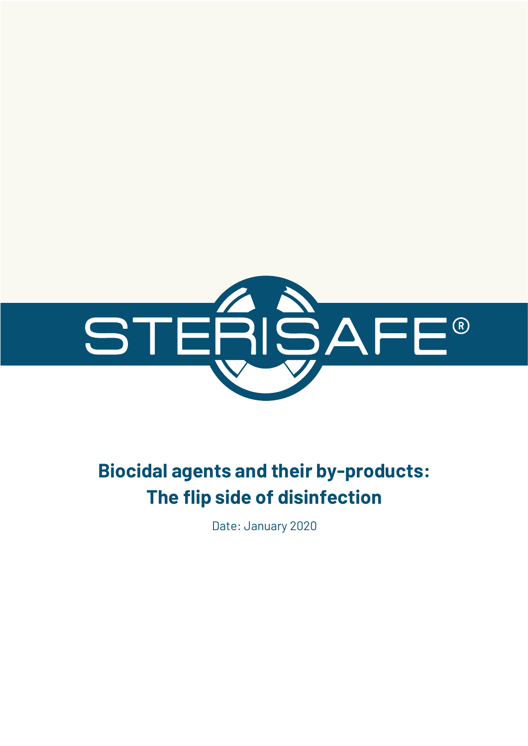STERISAFE®

# Biocidal agents and their by-products: The flip side of disinfection

Date: January 2020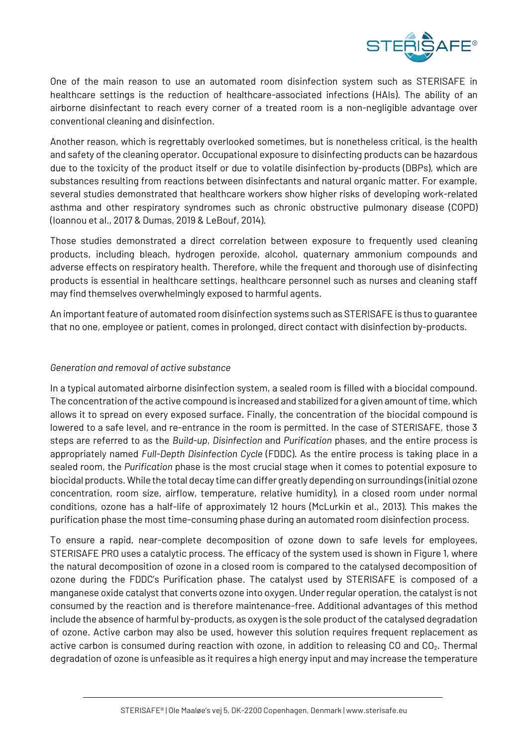One of the main reason to use an automated room disinfection system such as STERISAFE in healthcare settings is the reduction of healthcare-associated infections (HAIs). The ability of an airborne disinfectant to reach every corner of a treated room is a non-negligible advantage over conventional cleaning and disinfection.

Another reason, which is regrettably overlooked sometimes, but is nonetheless critical, is the health and safety of the cleaning operator. Occupational exposure to disinfecting products can be hazardous due to the toxicity of the product itself or due to volatile disinfection by-products (DBPs), which are substances resulting from reactions between disinfectants and natural organic matter. For example, several studies demonstrated that healthcare workers show higher risks of developing work-related asthma and other respiratory syndromes such as chronic obstructive pulmonary disease (COPD) (Ioannou et al., 2017 & Dumas, 2019 & LeBouf, 2014).

Those studies demonstrated a direct correlation between exposure to frequently used cleaning products, including bleach, hydrogen peroxide, alcohol, quaternary ammonium compounds and adverse effects on respiratory health. Therefore, while the frequent and thorough use of disinfecting products is essential in healthcare settings, healthcare personnel such as nurses and cleaning staff may find themselves overwhelmingly exposed to harmful agents.

An important feature of automated room disinfection systems such as STERISAFE is thus to guarantee that no one, employee or patient, comes in prolonged, direct contact with disinfection by-products.

*Generation and removal of active substance*

In a typical automated airborne disinfection system, a sealed room is filled with a biocidal compound. The concentration of the active compound is increased and stabilized for a given amount of time, which allows it to spread on every exposed surface. Finally, the concentration of the biocidal compound is lowered to a safe level, and re-entrance in the room is permitted. In the case of STERISAFE, those 3 steps are referred to as the *Build-up*, *Disinfection* and *Purification* phases, and the entire process is appropriately named *Full-Depth Disinfection Cycle* (FDDC). As the entire process is taking place in a sealed room, the *Purification* phase is the most crucial stage when it comes to potential exposure to biocidal products. While the total decay time can differ greatly depending on surroundings (initial ozone concentration, room size, airflow, temperature, relative humidity), in a closed room under normal conditions, ozone has a half-life of approximately 12 hours (McLurkin et al., 2013). This makes the purification phase the most time-consuming phase during an automated room disinfection process.

To ensure a rapid, near-complete decomposition of ozone down to safe levels for employees, STERISAFE PRO uses a catalytic process. The efficacy of the system used is shown in Figure 1, where the natural decomposition of ozone in a closed room is compared to the catalysed decomposition of ozone during the FDDC's Purification phase. The catalyst used by STERISAFE is composed of a manganese oxide catalyst that converts ozone into oxygen. Under regular operation, the catalyst is not consumed by the reaction and is therefore maintenance-free. Additional advantages of this method include the absence of harmful by-products, as oxygen is the sole product of the catalysed degradation of ozone. Active carbon may also be used, however this solution requires frequent replacement as active carbon is consumed during reaction with ozone, in addition to releasing CO and $CO_2$. Thermal degradation of ozone is unfeasible as it requires a high energy input and may increase the temperature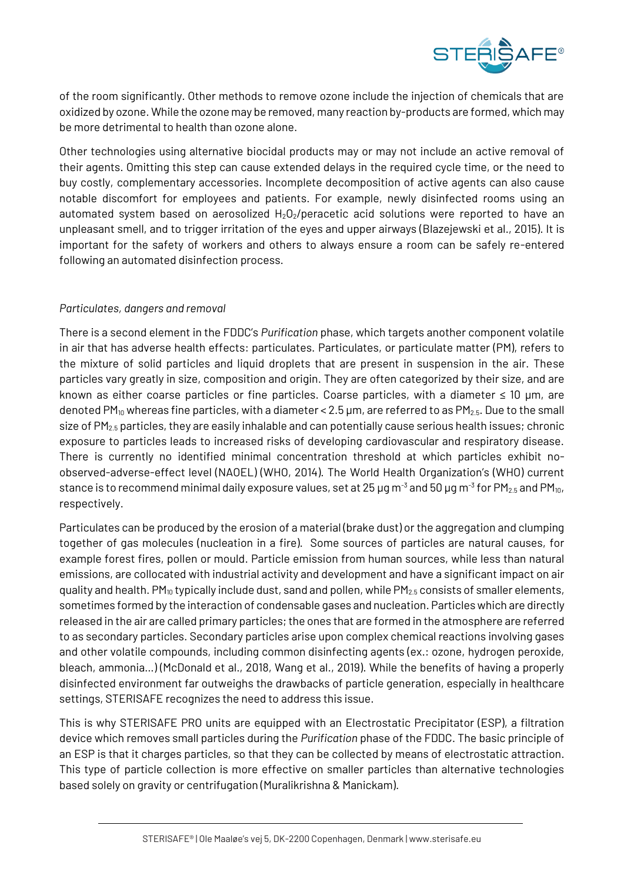of the room significantly. Other methods to remove ozone include the injection of chemicals that are oxidized by ozone. While the ozone may be removed, many reaction by-products are formed, which may be more detrimental to health than ozone alone.

Other technologies using alternative biocidal products may or may not include an active removal of their agents. Omitting this step can cause extended delays in the required cycle time, or the need to buy costly, complementary accessories. Incomplete decomposition of active agents can also cause notable discomfort for employees and patients. For example, newly disinfected rooms using an automated system based on aerosolized $H_2O_2$/peracetic acid solutions were reported to have an unpleasant smell, and to trigger irritation of the eyes and upper airways (Blazejewski et al., 2015). It is important for the safety of workers and others to always ensure a room can be safely re-entered following an automated disinfection process.

*Particulates, dangers and removal*

There is a second element in the FDDC's *Purification* phase, which targets another component volatile in air that has adverse health effects: particulates. Particulates, or particulate matter (PM), refers to the mixture of solid particles and liquid droplets that are present in suspension in the air. These particles vary greatly in size, composition and origin. They are often categorized by their size, and are known as either coarse particles or fine particles. Coarse particles, with a diameter ≤ 10 μm, are denoted $PM_{10}$ whereas fine particles, with a diameter < 2.5 μm, are referred to as $PM_{2.5}$. Due to the small size of $PM_{2.5}$ particles, they are easily inhalable and can potentially cause serious health issues; chronic exposure to particles leads to increased risks of developing cardiovascular and respiratory disease. There is currently no identified minimal concentration threshold at which particles exhibit no-observed-adverse-effect level (NAOEL) (WHO, 2014). The World Health Organization's (WHO) current stance is to recommend minimal daily exposure values, set at 25 μg $m^{-3}$ and 50 μg $m^{-3}$ for $PM_{2.5}$ and $PM_{10}$, respectively.

Particulates can be produced by the erosion of a material (brake dust) or the aggregation and clumping together of gas molecules (nucleation in a fire). Some sources of particles are natural causes, for example forest fires, pollen or mould. Particle emission from human sources, while less than natural emissions, are collocated with industrial activity and development and have a significant impact on air quality and health. $PM_{10}$ typically include dust, sand and pollen, while $PM_{2.5}$ consists of smaller elements, sometimes formed by the interaction of condensable gases and nucleation. Particles which are directly released in the air are called primary particles; the ones that are formed in the atmosphere are referred to as secondary particles. Secondary particles arise upon complex chemical reactions involving gases and other volatile compounds, including common disinfecting agents (ex.: ozone, hydrogen peroxide, bleach, ammonia…) (McDonald et al., 2018, Wang et al., 2019). While the benefits of having a properly disinfected environment far outweighs the drawbacks of particle generation, especially in healthcare settings, STERISAFE recognizes the need to address this issue.

This is why STERISAFE PRO units are equipped with an Electrostatic Precipitator (ESP), a filtration device which removes small particles during the *Purification* phase of the FDDC. The basic principle of an ESP is that it charges particles, so that they can be collected by means of electrostatic attraction. This type of particle collection is more effective on smaller particles than alternative technologies based solely on gravity or centrifugation (Muralikrishna & Manickam).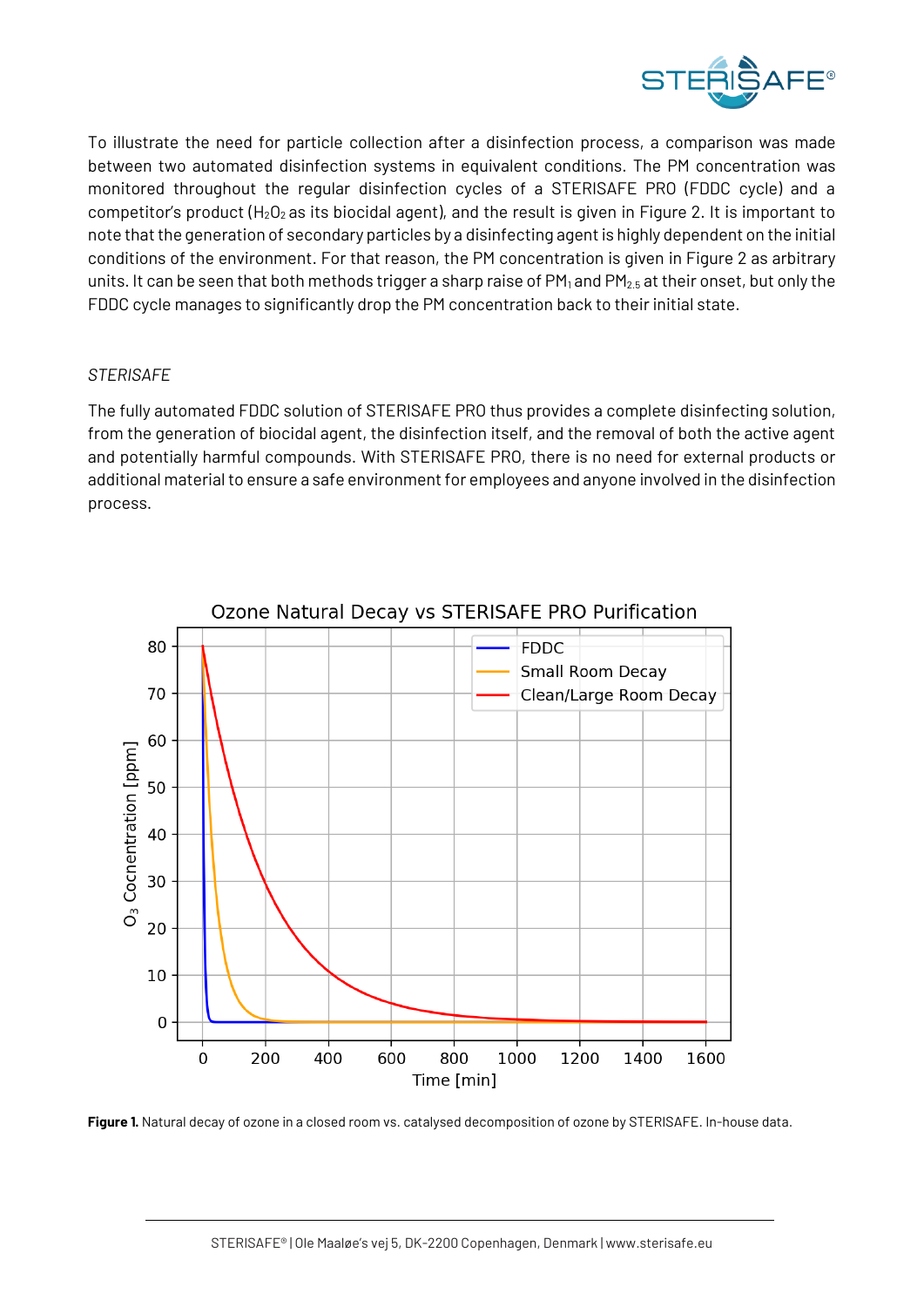To illustrate the need for particle collection after a disinfection process, a comparison was made between two automated disinfection systems in equivalent conditions. The PM concentration was monitored throughout the regular disinfection cycles of a STERISAFE PRO (FDDC cycle) and a competitor's product ($H_2O_2$ as its biocidal agent), and the result is given in Figure 2. It is important to note that the generation of secondary particles by a disinfecting agent is highly dependent on the initial conditions of the environment. For that reason, the PM concentration is given in Figure 2 as arbitrary units. It can be seen that both methods trigger a sharp raise of $PM_1$ and $PM_{2.5}$ at their onset, but only the FDDC cycle manages to significantly drop the PM concentration back to their initial state.

*STERISAFE*

The fully automated FDDC solution of STERISAFE PRO thus provides a complete disinfecting solution, from the generation of biocidal agent, the disinfection itself, and the removal of both the active agent and potentially harmful compounds. With STERISAFE PRO, there is no need for external products or additional material to ensure a safe environment for employees and anyone involved in the disinfection process.

**Figure 1.** Natural decay of ozone in a closed room vs. catalysed decomposition of ozone by STERISAFE. In-house data.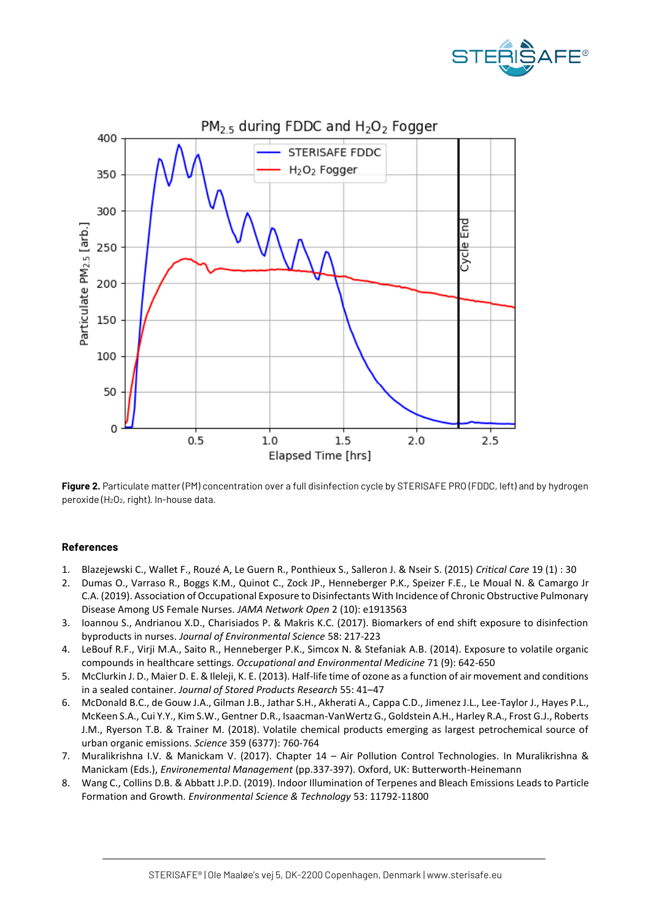**Figure 2.** Particulate matter (PM) concentration over a full disinfection cycle by STERISAFE PRO (FDDC, left) and by hydrogen peroxide ($H_2O_2$, right). In-house data.

## References

1. Blazejewski C., Wallet F., Rouzé A, Le Guern R., Ponthieux S., Salleron J. & Nseir S. (2015) *Critical Care* 19 (1) : 30
2. Dumas O., Varraso R., Boggs K.M., Quinot C., Zock JP., Henneberger P.K., Speizer F.E., Le Moual N. & Camargo Jr C.A. (2019). Association of Occupational Exposure to Disinfectants With Incidence of Chronic Obstructive Pulmonary Disease Among US Female Nurses. *JAMA Network Open* 2 (10): e1913563
3. Ioannou S., Andrianou X.D., Charisiados P. & Makris K.C. (2017). Biomarkers of end shift exposure to disinfection byproducts in nurses. *Journal of Environmental Science* 58: 217-223
4. LeBouf R.F., Virji M.A., Saito R., Henneberger P.K., Simcox N. & Stefaniak A.B. (2014). Exposure to volatile organic compounds in healthcare settings. *Occupational and Environmental Medicine* 71 (9): 642-650
5. McClurkin J. D., Maier D. E. & Ileleji, K. E. (2013). Half-life time of ozone as a function of air movement and conditions in a sealed container. *Journal of Stored Products Research* 55: 41–47
6. McDonald B.C., de Gouw J.A., Gilman J.B., Jathar S.H., Akherati A., Cappa C.D., Jimenez J.L., Lee-Taylor J., Hayes P.L., McKeen S.A., Cui Y.Y., Kim S.W., Gentner D.R., Isaacman-VanWertz G., Goldstein A.H., Harley R.A., Frost G.J., Roberts J.M., Ryerson T.B. & Trainer M. (2018). Volatile chemical products emerging as largest petrochemical source of urban organic emissions. *Science* 359 (6377): 760-764
7. Muralikrishna I.V. & Manickam V. (2017). Chapter 14 – Air Pollution Control Technologies. In Muralikrishna & Manickam (Eds.), *Environemental Management* (pp.337-397). Oxford, UK: Butterworth-Heinemann
8. Wang C., Collins D.B. & Abbatt J.P.D. (2019). Indoor Illumination of Terpenes and Bleach Emissions Leads to Particle Formation and Growth. *Environmental Science & Technology* 53: 11792-11800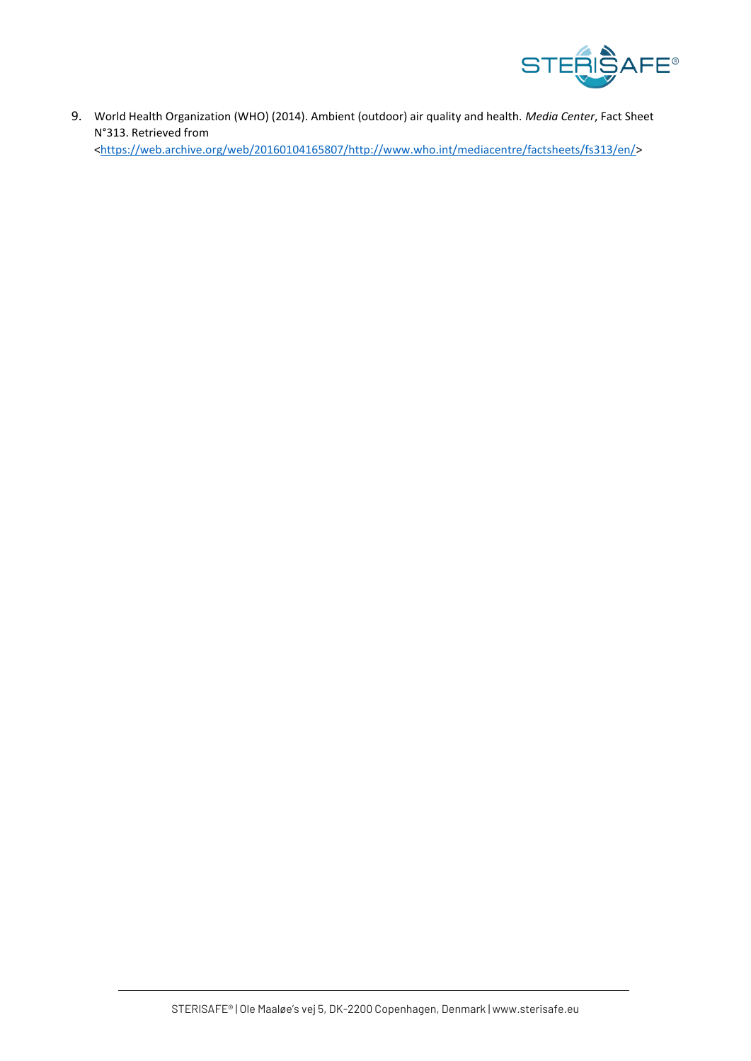9. World Health Organization (WHO) (2014). Ambient (outdoor) air quality and health. *Media Center*, Fact Sheet N°313. Retrieved from <https://web.archive.org/web/20160104165807/http://www.who.int/mediacentre/factsheets/fs313/en/>